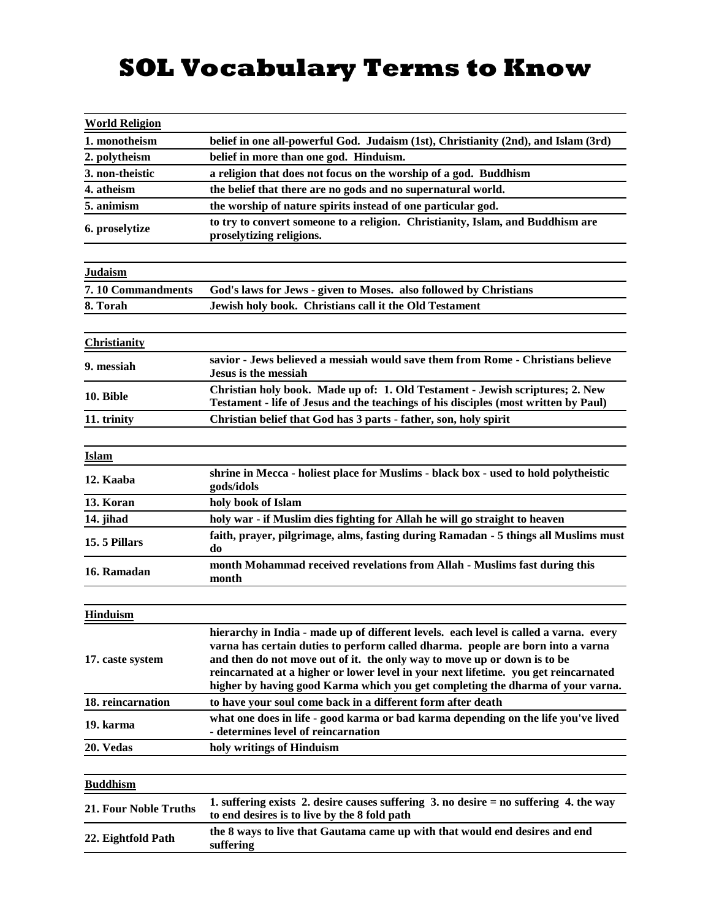# SOL Vocabulary Terms to Know

| World Religion | |
|---|---|
| 1. monotheism | belief in one all-powerful God. Judaism (1st), Christianity (2nd), and Islam (3rd) |
| 2. polytheism | belief in more than one god. Hinduism. |
| 3. non-theistic | a religion that does not focus on the worship of a god. Buddhism |
| 4. atheism | the belief that there are no gods and no supernatural world. |
| 5. animism | the worship of nature spirits instead of one particular god. |
| 6. proselytize | to try to convert someone to a religion. Christianity, Islam, and Buddhism are proselytizing religions. |

| Judaism | |
|---|---|
| 7. 10 Commandments | God's laws for Jews - given to Moses. also followed by Christians |
| 8. Torah | Jewish holy book. Christians call it the Old Testament |

| Christianity | |
|---|---|
| 9. messiah | savior - Jews believed a messiah would save them from Rome - Christians believe Jesus is the messiah |
| 10. Bible | Christian holy book. Made up of: 1. Old Testament - Jewish scriptures; 2. New Testament - life of Jesus and the teachings of his disciples (most written by Paul) |
| 11. trinity | Christian belief that God has 3 parts - father, son, holy spirit |

| Islam | |
|---|---|
| 12. Kaaba | shrine in Mecca - holiest place for Muslims - black box - used to hold polytheistic gods/idols |
| 13. Koran | holy book of Islam |
| 14. jihad | holy war - if Muslim dies fighting for Allah he will go straight to heaven |
| 15. 5 Pillars | faith, prayer, pilgrimage, alms, fasting during Ramadan - 5 things all Muslims must do |
| 16. Ramadan | month Mohammad received revelations from Allah - Muslims fast during this month |

| Hinduism | |
|---|---|
| 17. caste system | hierarchy in India - made up of different levels. each level is called a varna. every varna has certain duties to perform called dharma. people are born into a varna and then do not move out of it. the only way to move up or down is to be reincarnated at a higher or lower level in your next lifetime. you get reincarnated higher by having good Karma which you get completing the dharma of your varna. |
| 18. reincarnation | to have your soul come back in a different form after death |
| 19. karma | what one does in life - good karma or bad karma depending on the life you've lived - determines level of reincarnation |
| 20. Vedas | holy writings of Hinduism |

| Buddhism | |
|---|---|
| 21. Four Noble Truths | 1. suffering exists 2. desire causes suffering 3. no desire = no suffering 4. the way to end desires is to live by the 8 fold path |
| 22. Eightfold Path | the 8 ways to live that Gautama came up with that would end desires and end suffering |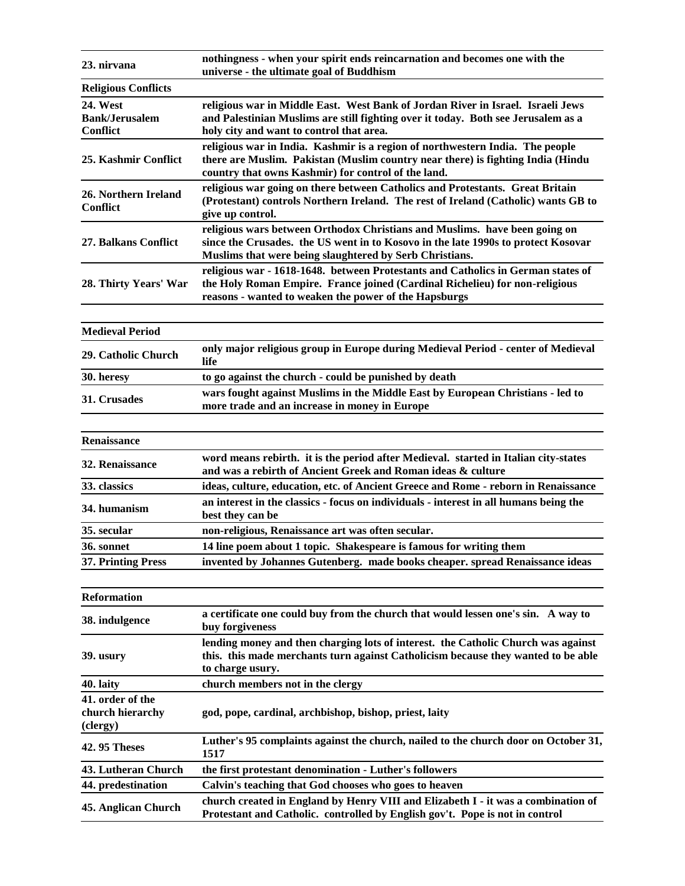| | |
|---|---|
| **23. nirvana** | **nothingness - when your spirit ends reincarnation and becomes one with the universe - the ultimate goal of Buddhism** |
| **Religious Conflicts** | |
| **24. West Bank/Jerusalem Conflict** | **religious war in Middle East. West Bank of Jordan River in Israel. Israeli Jews and Palestinian Muslims are still fighting over it today. Both see Jerusalem as a holy city and want to control that area.** |
| **25. Kashmir Conflict** | **religious war in India. Kashmir is a region of northwestern India. The people there are Muslim. Pakistan (Muslim country near there) is fighting India (Hindu country that owns Kashmir) for control of the land.** |
| **26. Northern Ireland Conflict** | **religious war going on there between Catholics and Protestants. Great Britain (Protestant) controls Northern Ireland. The rest of Ireland (Catholic) wants GB to give up control.** |
| **27. Balkans Conflict** | **religious wars between Orthodox Christians and Muslims. have been going on since the Crusades. the US went in to Kosovo in the late 1990s to protect Kosovar Muslims that were being slaughtered by Serb Christians.** |
| **28. Thirty Years' War** | **religious war - 1618-1648. between Protestants and Catholics in German states of the Holy Roman Empire. France joined (Cardinal Richelieu) for non-religious reasons - wanted to weaken the power of the Hapsburgs** |

| | |
|---|---|
| **Medieval Period** | |
| **29. Catholic Church** | **only major religious group in Europe during Medieval Period - center of Medieval life** |
| **30. heresy** | **to go against the church - could be punished by death** |
| **31. Crusades** | **wars fought against Muslims in the Middle East by European Christians - led to more trade and an increase in money in Europe** |

| | |
|---|---|
| **Renaissance** | |
| **32. Renaissance** | **word means rebirth. it is the period after Medieval. started in Italian city-states and was a rebirth of Ancient Greek and Roman ideas & culture** |
| **33. classics** | **ideas, culture, education, etc. of Ancient Greece and Rome - reborn in Renaissance** |
| **34. humanism** | **an interest in the classics - focus on individuals - interest in all humans being the best they can be** |
| **35. secular** | **non-religious, Renaissance art was often secular.** |
| **36. sonnet** | **14 line poem about 1 topic. Shakespeare is famous for writing them** |
| **37. Printing Press** | **invented by Johannes Gutenberg. made books cheaper. spread Renaissance ideas** |

| | |
|---|---|
| **Reformation** | |
| **38. indulgence** | **a certificate one could buy from the church that would lessen one's sin. A way to buy forgiveness** |
| **39. usury** | **lending money and then charging lots of interest. the Catholic Church was against this. this made merchants turn against Catholicism because they wanted to be able to charge usury.** |
| **40. laity** | **church members not in the clergy** |
| **41. order of the church hierarchy (clergy)** | **god, pope, cardinal, archbishop, bishop, priest, laity** |
| **42. 95 Theses** | **Luther's 95 complaints against the church, nailed to the church door on October 31, 1517** |
| **43. Lutheran Church** | **the first protestant denomination - Luther's followers** |
| **44. predestination** | **Calvin's teaching that God chooses who goes to heaven** |
| **45. Anglican Church** | **church created in England by Henry VIII and Elizabeth I - it was a combination of Protestant and Catholic. controlled by English gov't. Pope is not in control** |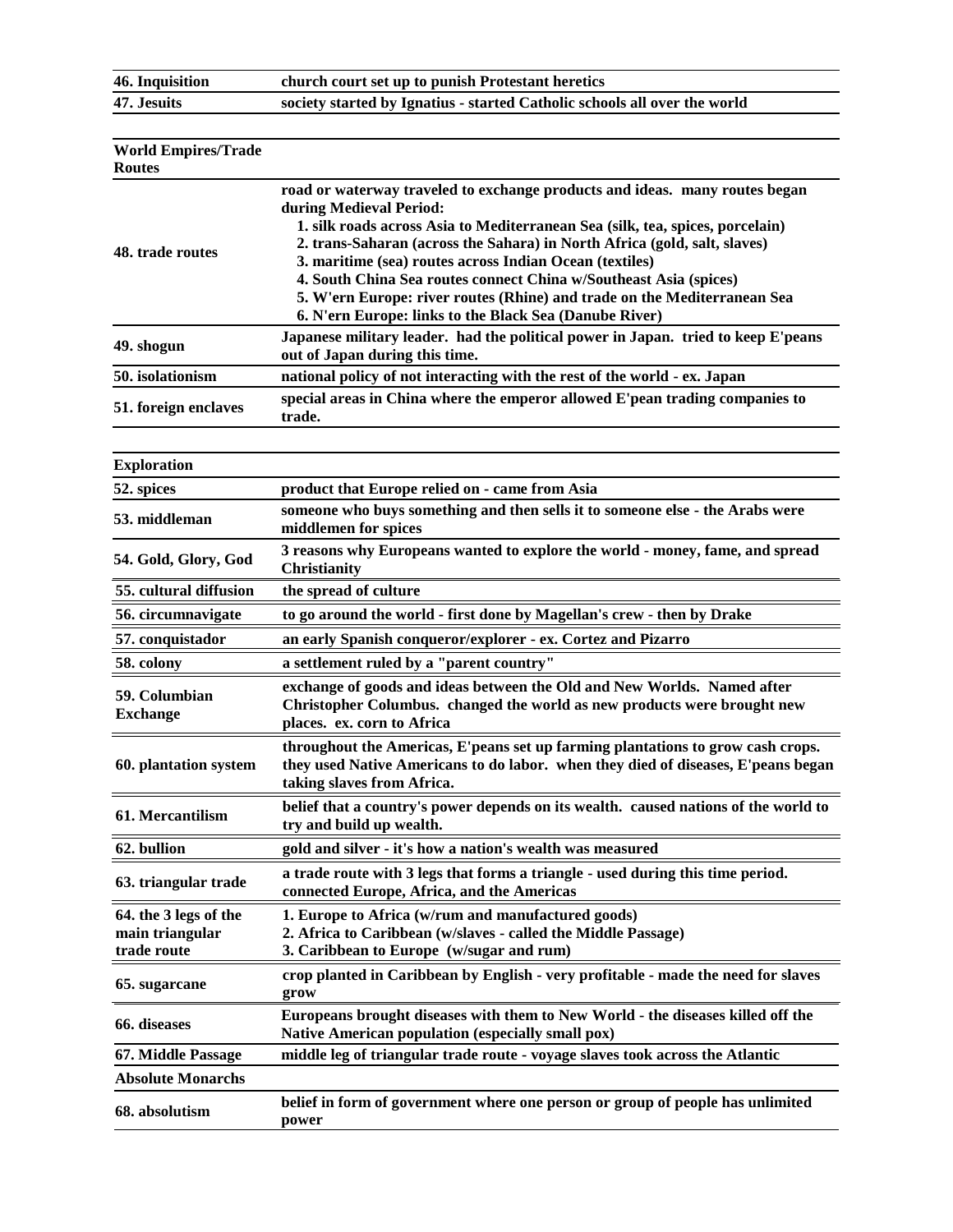| | |
|---|---|
| **46. Inquisition** | **church court set up to punish Protestant heretics** |
| **47. Jesuits** | **society started by Ignatius - started Catholic schools all over the world** |

| **World Empires/Trade Routes** | |
|---|---|
| **48. trade routes** | **road or waterway traveled to exchange products and ideas. many routes began during Medieval Period:**<br>**1. silk roads across Asia to Mediterranean Sea (silk, tea, spices, porcelain)**<br>**2. trans-Saharan (across the Sahara) in North Africa (gold, salt, slaves)**<br>**3. maritime (sea) routes across Indian Ocean (textiles)**<br>**4. South China Sea routes connect China w/Southeast Asia (spices)**<br>**5. W'ern Europe: river routes (Rhine) and trade on the Mediterranean Sea**<br>**6. N'ern Europe: links to the Black Sea (Danube River)** |
| **49. shogun** | **Japanese military leader. had the political power in Japan. tried to keep E'peans out of Japan during this time.** |
| **50. isolationism** | **national policy of not interacting with the rest of the world - ex. Japan** |
| **51. foreign enclaves** | **special areas in China where the emperor allowed E'pean trading companies to trade.** |

| **Exploration** | |
|---|---|
| **52. spices** | **product that Europe relied on - came from Asia** |
| **53. middleman** | **someone who buys something and then sells it to someone else - the Arabs were middlemen for spices** |
| **54. Gold, Glory, God** | **3 reasons why Europeans wanted to explore the world - money, fame, and spread Christianity** |
| **55. cultural diffusion** | **the spread of culture** |
| **56. circumnavigate** | **to go around the world - first done by Magellan's crew - then by Drake** |
| **57. conquistador** | **an early Spanish conqueror/explorer - ex. Cortez and Pizarro** |
| **58. colony** | **a settlement ruled by a "parent country"** |
| **59. Columbian Exchange** | **exchange of goods and ideas between the Old and New Worlds. Named after Christopher Columbus. changed the world as new products were brought new places. ex. corn to Africa** |
| **60. plantation system** | **throughout the Americas, E'peans set up farming plantations to grow cash crops. they used Native Americans to do labor. when they died of diseases, E'peans began taking slaves from Africa.** |
| **61. Mercantilism** | **belief that a country's power depends on its wealth. caused nations of the world to try and build up wealth.** |
| **62. bullion** | **gold and silver - it's how a nation's wealth was measured** |
| **63. triangular trade** | **a trade route with 3 legs that forms a triangle - used during this time period. connected Europe, Africa, and the Americas** |
| **64. the 3 legs of the main triangular trade route** | **1. Europe to Africa (w/rum and manufactured goods)**<br>**2. Africa to Caribbean (w/slaves - called the Middle Passage)**<br>**3. Caribbean to Europe (w/sugar and rum)** |
| **65. sugarcane** | **crop planted in Caribbean by English - very profitable - made the need for slaves grow** |
| **66. diseases** | **Europeans brought diseases with them to New World - the diseases killed off the Native American population (especially small pox)** |
| **67. Middle Passage** | **middle leg of triangular trade route - voyage slaves took across the Atlantic** |

| **Absolute Monarchs** | |
|---|---|
| **68. absolutism** | **belief in form of government where one person or group of people has unlimited power** |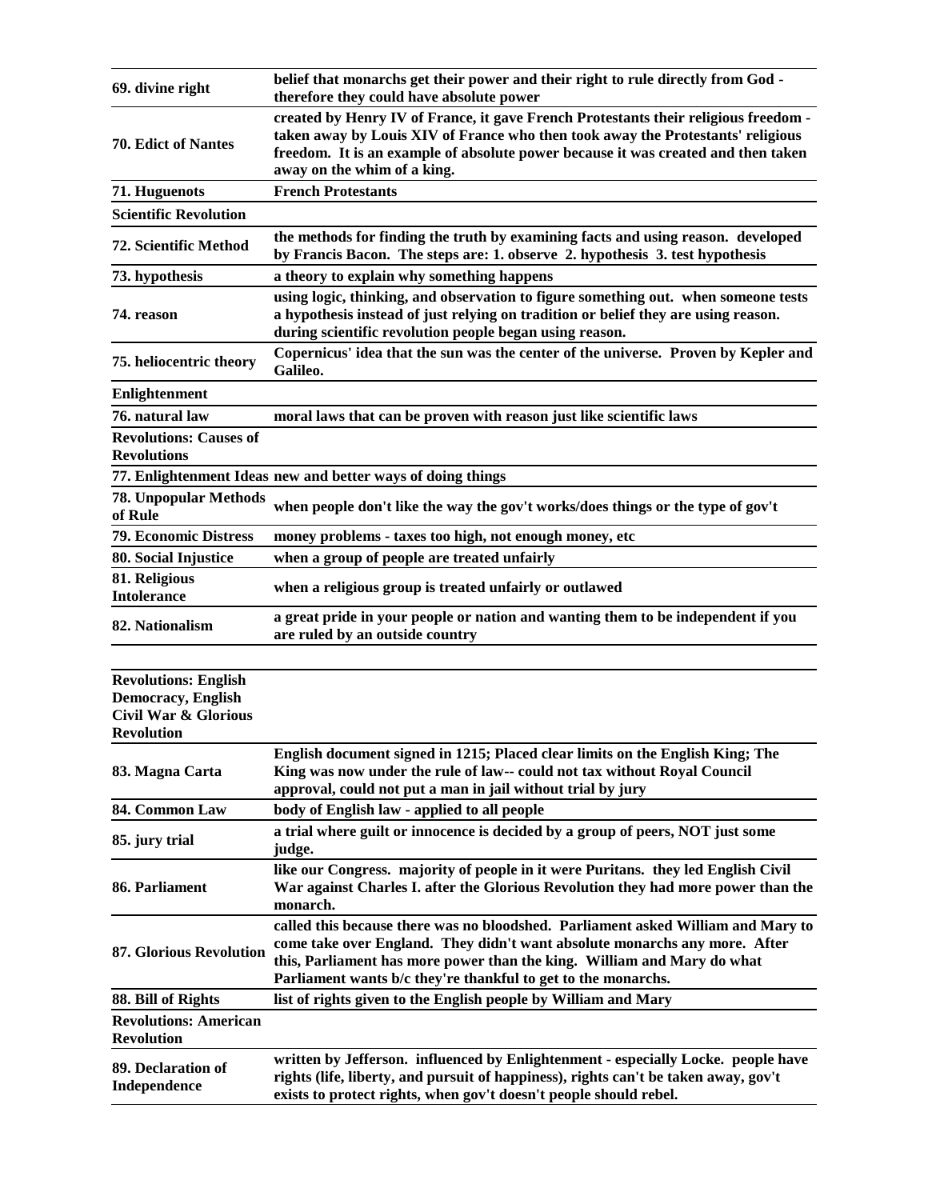| | |
|---|---|
| **69. divine right** | **belief that monarchs get their power and their right to rule directly from God - therefore they could have absolute power** |
| **70. Edict of Nantes** | **created by Henry IV of France, it gave French Protestants their religious freedom - taken away by Louis XIV of France who then took away the Protestants' religious freedom. It is an example of absolute power because it was created and then taken away on the whim of a king.** |
| **71. Huguenots** | **French Protestants** |
| **Scientific Revolution** | |
| **72. Scientific Method** | **the methods for finding the truth by examining facts and using reason. developed by Francis Bacon. The steps are: 1. observe 2. hypothesis 3. test hypothesis** |
| **73. hypothesis** | **a theory to explain why something happens** |
| **74. reason** | **using logic, thinking, and observation to figure something out. when someone tests a hypothesis instead of just relying on tradition or belief they are using reason. during scientific revolution people began using reason.** |
| **75. heliocentric theory** | **Copernicus' idea that the sun was the center of the universe. Proven by Kepler and Galileo.** |
| **Enlightenment** | |
| **76. natural law** | **moral laws that can be proven with reason just like scientific laws** |
| **Revolutions: Causes of Revolutions** | |
| **77. Enlightenment Ideas** | **new and better ways of doing things** |
| **78. Unpopular Methods of Rule** | **when people don't like the way the gov't works/does things or the type of gov't** |
| **79. Economic Distress** | **money problems - taxes too high, not enough money, etc** |
| **80. Social Injustice** | **when a group of people are treated unfairly** |
| **81. Religious Intolerance** | **when a religious group is treated unfairly or outlawed** |
| **82. Nationalism** | **a great pride in your people or nation and wanting them to be independent if you are ruled by an outside country** |
| | |
| **Revolutions: English Democracy, English Civil War & Glorious Revolution** | |
| **83. Magna Carta** | **English document signed in 1215; Placed clear limits on the English King; The King was now under the rule of law-- could not tax without Royal Council approval, could not put a man in jail without trial by jury** |
| **84. Common Law** | **body of English law - applied to all people** |
| **85. jury trial** | **a trial where guilt or innocence is decided by a group of peers, NOT just some judge.** |
| **86. Parliament** | **like our Congress. majority of people in it were Puritans. they led English Civil War against Charles I. after the Glorious Revolution they had more power than the monarch.** |
| **87. Glorious Revolution** | **called this because there was no bloodshed. Parliament asked William and Mary to come take over England. They didn't want absolute monarchs any more. After this, Parliament has more power than the king. William and Mary do what Parliament wants b/c they're thankful to get to the monarchs.** |
| **88. Bill of Rights** | **list of rights given to the English people by William and Mary** |
| **Revolutions: American Revolution** | |
| **89. Declaration of Independence** | **written by Jefferson. influenced by Enlightenment - especially Locke. people have rights (life, liberty, and pursuit of happiness), rights can't be taken away, gov't exists to protect rights, when gov't doesn't people should rebel.** |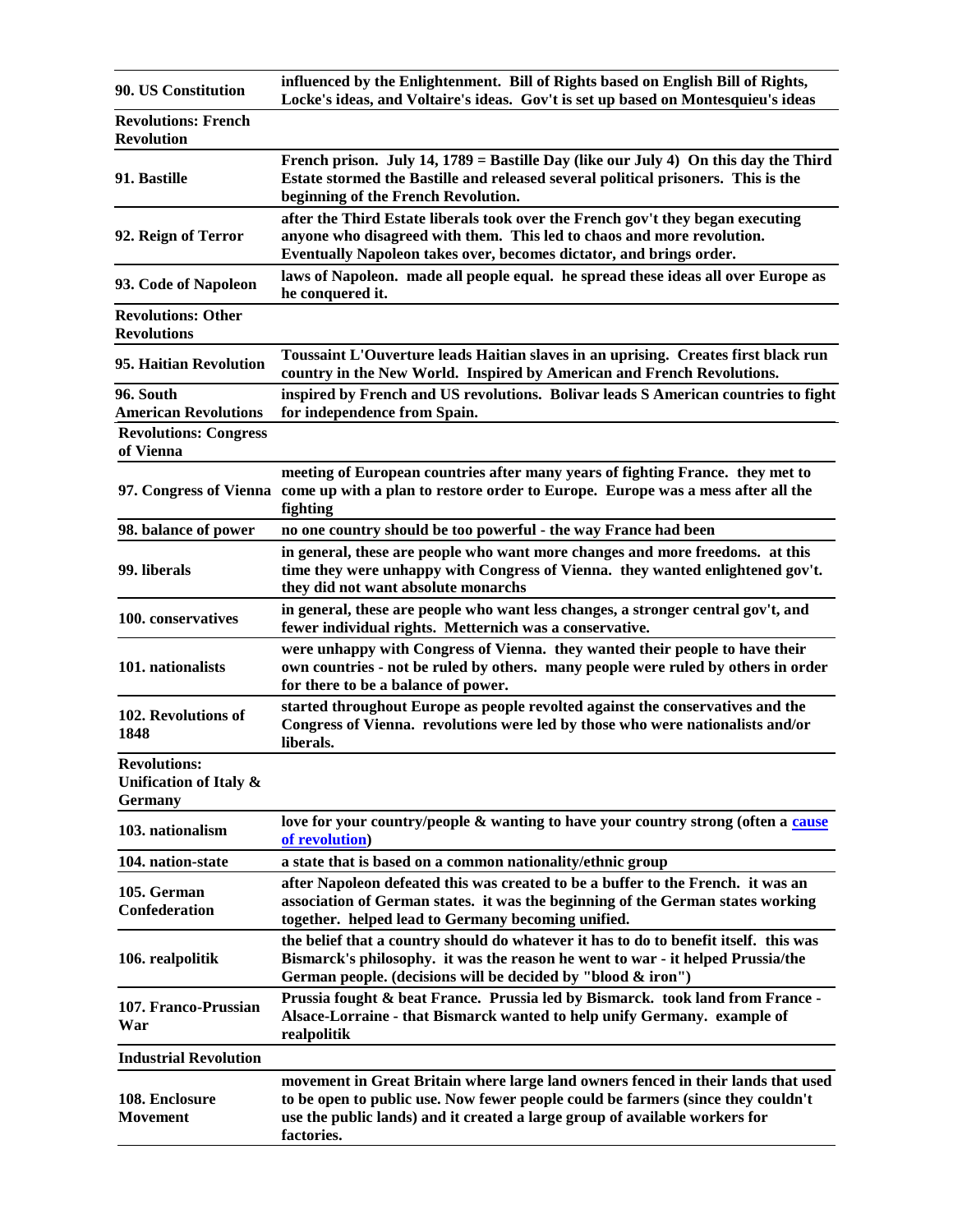| | |
|---|---|
| **90. US Constitution** | **influenced by the Enlightenment. Bill of Rights based on English Bill of Rights, Locke's ideas, and Voltaire's ideas. Gov't is set up based on Montesquieu's ideas** |
| **Revolutions: French Revolution** | |
| **91. Bastille** | **French prison. July 14, 1789 = Bastille Day (like our July 4) On this day the Third Estate stormed the Bastille and released several political prisoners. This is the beginning of the French Revolution.** |
| **92. Reign of Terror** | **after the Third Estate liberals took over the French gov't they began executing anyone who disagreed with them. This led to chaos and more revolution. Eventually Napoleon takes over, becomes dictator, and brings order.** |
| **93. Code of Napoleon** | **laws of Napoleon. made all people equal. he spread these ideas all over Europe as he conquered it.** |
| **Revolutions: Other Revolutions** | |
| **95. Haitian Revolution** | **Toussaint L'Ouverture leads Haitian slaves in an uprising. Creates first black run country in the New World. Inspired by American and French Revolutions.** |
| **96. South American Revolutions** | **inspired by French and US revolutions. Bolivar leads S American countries to fight for independence from Spain.** |
| **Revolutions: Congress of Vienna** | |
| **97. Congress of Vienna** | **meeting of European countries after many years of fighting France. they met to come up with a plan to restore order to Europe. Europe was a mess after all the fighting** |
| **98. balance of power** | **no one country should be too powerful - the way France had been** |
| **99. liberals** | **in general, these are people who want more changes and more freedoms. at this time they were unhappy with Congress of Vienna. they wanted enlightened gov't. they did not want absolute monarchs** |
| **100. conservatives** | **in general, these are people who want less changes, a stronger central gov't, and fewer individual rights. Metternich was a conservative.** |
| **101. nationalists** | **were unhappy with Congress of Vienna. they wanted their people to have their own countries - not be ruled by others. many people were ruled by others in order for there to be a balance of power.** |
| **102. Revolutions of 1848** | **started throughout Europe as people revolted against the conservatives and the Congress of Vienna. revolutions were led by those who were nationalists and/or liberals.** |
| **Revolutions: Unification of Italy & Germany** | |
| **103. nationalism** | **love for your country/people & wanting to have your country strong (often a cause of revolution)** |
| **104. nation-state** | **a state that is based on a common nationality/ethnic group** |
| **105. German Confederation** | **after Napoleon defeated this was created to be a buffer to the French. it was an association of German states. it was the beginning of the German states working together. helped lead to Germany becoming unified.** |
| **106. realpolitik** | **the belief that a country should do whatever it has to do to benefit itself. this was Bismarck's philosophy. it was the reason he went to war - it helped Prussia/the German people. (decisions will be decided by "blood & iron")** |
| **107. Franco-Prussian War** | **Prussia fought & beat France. Prussia led by Bismarck. took land from France - Alsace-Lorraine - that Bismarck wanted to help unify Germany. example of realpolitik** |
| **Industrial Revolution** | |
| **108. Enclosure Movement** | **movement in Great Britain where large land owners fenced in their lands that used to be open to public use. Now fewer people could be farmers (since they couldn't use the public lands) and it created a large group of available workers for factories.** |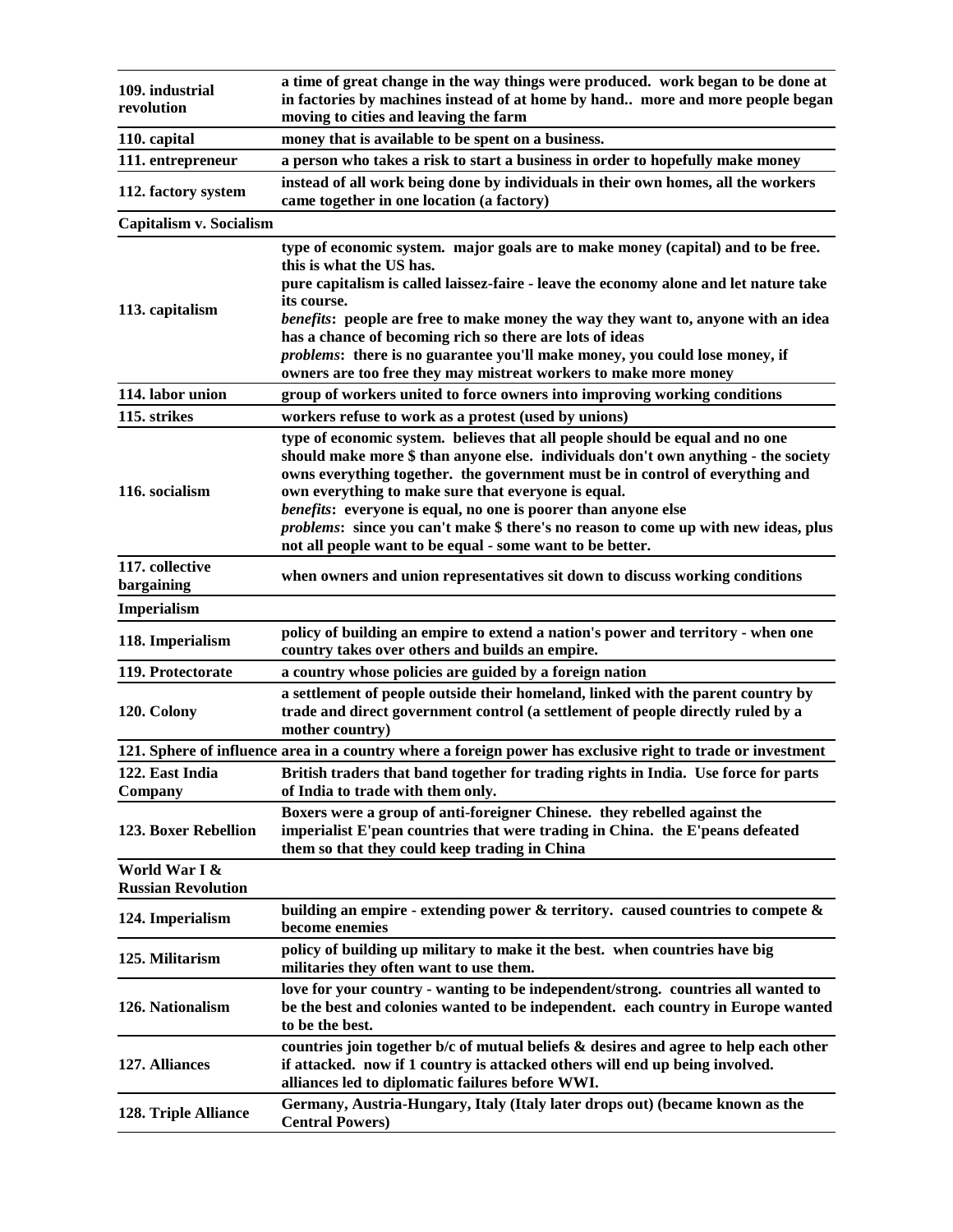| | |
|---|---|
| **109. industrial revolution** | **a time of great change in the way things were produced. work began to be done at in factories by machines instead of at home by hand.. more and more people began moving to cities and leaving the farm** |
| **110. capital** | **money that is available to be spent on a business.** |
| **111. entrepreneur** | **a person who takes a risk to start a business in order to hopefully make money** |
| **112. factory system** | **instead of all work being done by individuals in their own homes, all the workers came together in one location (a factory)** |
| **Capitalism v. Socialism** | |
| **113. capitalism** | **type of economic system. major goals are to make money (capital) and to be free. this is what the US has.**<br>**pure capitalism is called laissez-faire - leave the economy alone and let nature take its course.**<br>***benefits*: people are free to make money the way they want to, anyone with an idea has a chance of becoming rich so there are lots of ideas**<br>***problems*: there is no guarantee you'll make money, you could lose money, if owners are too free they may mistreat workers to make more money** |
| **114. labor union** | **group of workers united to force owners into improving working conditions** |
| **115. strikes** | **workers refuse to work as a protest (used by unions)** |
| **116. socialism** | **type of economic system. believes that all people should be equal and no one should make more $ than anyone else. individuals don't own anything - the society owns everything together. the government must be in control of everything and own everything to make sure that everyone is equal.**<br>***benefits*: everyone is equal, no one is poorer than anyone else**<br>***problems*: since you can't make $ there's no reason to come up with new ideas, plus not all people want to be equal - some want to be better.** |
| **117. collective bargaining** | **when owners and union representatives sit down to discuss working conditions** |
| **Imperialism** | |
| **118. Imperialism** | **policy of building an empire to extend a nation's power and territory - when one country takes over others and builds an empire.** |
| **119. Protectorate** | **a country whose policies are guided by a foreign nation** |
| **120. Colony** | **a settlement of people outside their homeland, linked with the parent country by trade and direct government control (a settlement of people directly ruled by a mother country)** |
| **121. Sphere of influence** | **area in a country where a foreign power has exclusive right to trade or investment** |
| **122. East India Company** | **British traders that band together for trading rights in India. Use force for parts of India to trade with them only.** |
| **123. Boxer Rebellion** | **Boxers were a group of anti-foreigner Chinese. they rebelled against the imperialist E'pean countries that were trading in China. the E'peans defeated them so that they could keep trading in China** |
| **World War I & Russian Revolution** | |
| **124. Imperialism** | **building an empire - extending power & territory. caused countries to compete & become enemies** |
| **125. Militarism** | **policy of building up military to make it the best. when countries have big militaries they often want to use them.** |
| **126. Nationalism** | **love for your country - wanting to be independent/strong. countries all wanted to be the best and colonies wanted to be independent. each country in Europe wanted to be the best.** |
| **127. Alliances** | **countries join together b/c of mutual beliefs & desires and agree to help each other if attacked. now if 1 country is attacked others will end up being involved. alliances led to diplomatic failures before WWI.** |
| **128. Triple Alliance** | **Germany, Austria-Hungary, Italy (Italy later drops out) (became known as the Central Powers)** |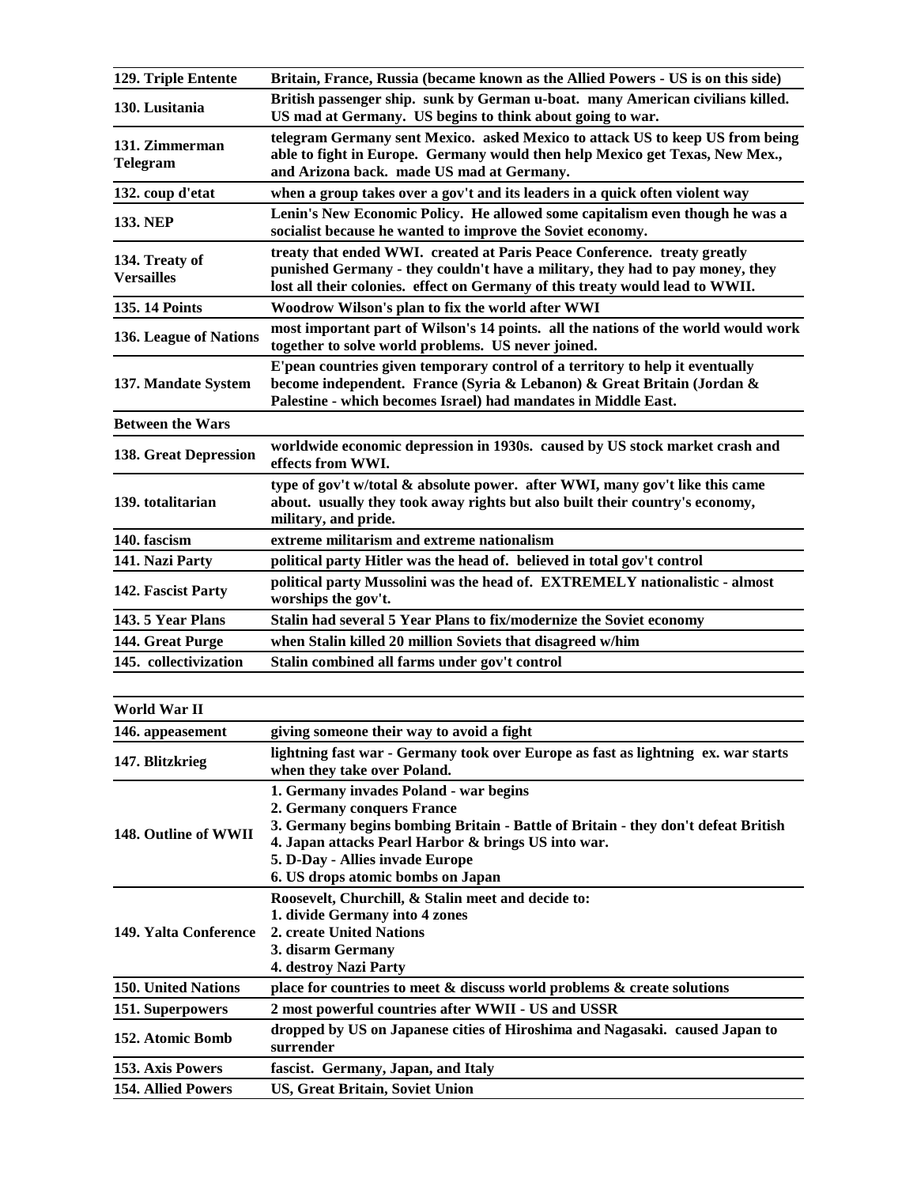| | |
|---|---|
| **129. Triple Entente** | **Britain, France, Russia (became known as the Allied Powers - US is on this side)** |
| **130. Lusitania** | **British passenger ship. sunk by German u-boat. many American civilians killed. US mad at Germany. US begins to think about going to war.** |
| **131. Zimmerman Telegram** | **telegram Germany sent Mexico. asked Mexico to attack US to keep US from being able to fight in Europe. Germany would then help Mexico get Texas, New Mex., and Arizona back. made US mad at Germany.** |
| **132. coup d'etat** | **when a group takes over a gov't and its leaders in a quick often violent way** |
| **133. NEP** | **Lenin's New Economic Policy. He allowed some capitalism even though he was a socialist because he wanted to improve the Soviet economy.** |
| **134. Treaty of Versailles** | **treaty that ended WWI. created at Paris Peace Conference. treaty greatly punished Germany - they couldn't have a military, they had to pay money, they lost all their colonies. effect on Germany of this treaty would lead to WWII.** |
| **135. 14 Points** | **Woodrow Wilson's plan to fix the world after WWI** |
| **136. League of Nations** | **most important part of Wilson's 14 points. all the nations of the world would work together to solve world problems. US never joined.** |
| **137. Mandate System** | **E'pean countries given temporary control of a territory to help it eventually become independent. France (Syria & Lebanon) & Great Britain (Jordan & Palestine - which becomes Israel) had mandates in Middle East.** |
| **Between the Wars** | |
| **138. Great Depression** | **worldwide economic depression in 1930s. caused by US stock market crash and effects from WWI.** |
| **139. totalitarian** | **type of gov't w/total & absolute power. after WWI, many gov't like this came about. usually they took away rights but also built their country's economy, military, and pride.** |
| **140. fascism** | **extreme militarism and extreme nationalism** |
| **141. Nazi Party** | **political party Hitler was the head of. believed in total gov't control** |
| **142. Fascist Party** | **political party Mussolini was the head of. EXTREMELY nationalistic - almost worships the gov't.** |
| **143. 5 Year Plans** | **Stalin had several 5 Year Plans to fix/modernize the Soviet economy** |
| **144. Great Purge** | **when Stalin killed 20 million Soviets that disagreed w/him** |
| **145. collectivization** | **Stalin combined all farms under gov't control** |

| | |
|---|---|
| **World War II** | |
| **146. appeasement** | **giving someone their way to avoid a fight** |
| **147. Blitzkrieg** | **lightning fast war - Germany took over Europe as fast as lightning ex. war starts when they take over Poland.** |
| **148. Outline of WWII** | **1. Germany invades Poland - war begins<br>2. Germany conquers France<br>3. Germany begins bombing Britain - Battle of Britain - they don't defeat British<br>4. Japan attacks Pearl Harbor & brings US into war.<br>5. D-Day - Allies invade Europe<br>6. US drops atomic bombs on Japan** |
| **149. Yalta Conference** | **Roosevelt, Churchill, & Stalin meet and decide to:<br>1. divide Germany into 4 zones<br>2. create United Nations<br>3. disarm Germany<br>4. destroy Nazi Party** |
| **150. United Nations** | **place for countries to meet & discuss world problems & create solutions** |
| **151. Superpowers** | **2 most powerful countries after WWII - US and USSR** |
| **152. Atomic Bomb** | **dropped by US on Japanese cities of Hiroshima and Nagasaki. caused Japan to surrender** |
| **153. Axis Powers** | **fascist. Germany, Japan, and Italy** |
| **154. Allied Powers** | **US, Great Britain, Soviet Union** |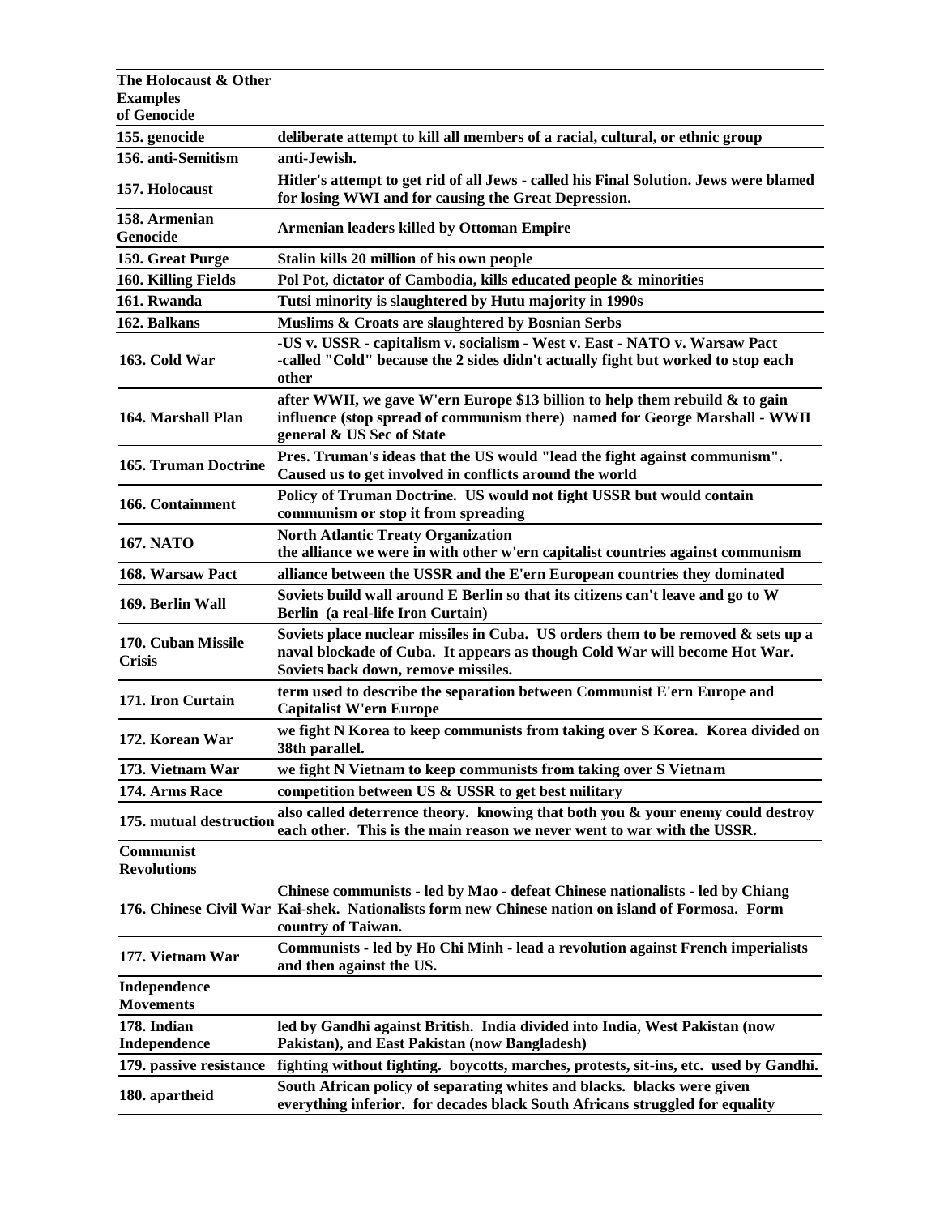| The Holocaust & Other Examples of Genocide | |
|---|---|
| 155. genocide | deliberate attempt to kill all members of a racial, cultural, or ethnic group |
| 156. anti-Semitism | anti-Jewish. |
| 157. Holocaust | Hitler's attempt to get rid of all Jews - called his Final Solution. Jews were blamed for losing WWI and for causing the Great Depression. |
| 158. Armenian Genocide | Armenian leaders killed by Ottoman Empire |
| 159. Great Purge | Stalin kills 20 million of his own people |
| 160. Killing Fields | Pol Pot, dictator of Cambodia, kills educated people & minorities |
| 161. Rwanda | Tutsi minority is slaughtered by Hutu majority in 1990s |
| 162. Balkans | Muslims & Croats are slaughtered by Bosnian Serbs |
| 163. Cold War | -US v. USSR - capitalism v. socialism - West v. East - NATO v. Warsaw Pact<br>-called "Cold" because the 2 sides didn't actually fight but worked to stop each other |
| 164. Marshall Plan | after WWII, we gave W'ern Europe $13 billion to help them rebuild & to gain influence (stop spread of communism there) named for George Marshall - WWII general & US Sec of State |
| 165. Truman Doctrine | Pres. Truman's ideas that the US would "lead the fight against communism". Caused us to get involved in conflicts around the world |
| 166. Containment | Policy of Truman Doctrine. US would not fight USSR but would contain communism or stop it from spreading |
| 167. NATO | North Atlantic Treaty Organization<br>the alliance we were in with other w'ern capitalist countries against communism |
| 168. Warsaw Pact | alliance between the USSR and the E'ern European countries they dominated |
| 169. Berlin Wall | Soviets build wall around E Berlin so that its citizens can't leave and go to W Berlin (a real-life Iron Curtain) |
| 170. Cuban Missile Crisis | Soviets place nuclear missiles in Cuba. US orders them to be removed & sets up a naval blockade of Cuba. It appears as though Cold War will become Hot War. Soviets back down, remove missiles. |
| 171. Iron Curtain | term used to describe the separation between Communist E'ern Europe and Capitalist W'ern Europe |
| 172. Korean War | we fight N Korea to keep communists from taking over S Korea. Korea divided on 38th parallel. |
| 173. Vietnam War | we fight N Vietnam to keep communists from taking over S Vietnam |
| 174. Arms Race | competition between US & USSR to get best military |
| 175. mutual destruction | also called deterrence theory. knowing that both you & your enemy could destroy each other. This is the main reason we never went to war with the USSR. |
| **Communist Revolutions** | |
| 176. Chinese Civil War | Chinese communists - led by Mao - defeat Chinese nationalists - led by Chiang Kai-shek. Nationalists form new Chinese nation on island of Formosa. Form country of Taiwan. |
| 177. Vietnam War | Communists - led by Ho Chi Minh - lead a revolution against French imperialists and then against the US. |
| **Independence Movements** | |
| 178. Indian Independence | led by Gandhi against British. India divided into India, West Pakistan (now Pakistan), and East Pakistan (now Bangladesh) |
| 179. passive resistance | fighting without fighting. boycotts, marches, protests, sit-ins, etc. used by Gandhi. |
| 180. apartheid | South African policy of separating whites and blacks. blacks were given everything inferior. for decades black South Africans struggled for equality |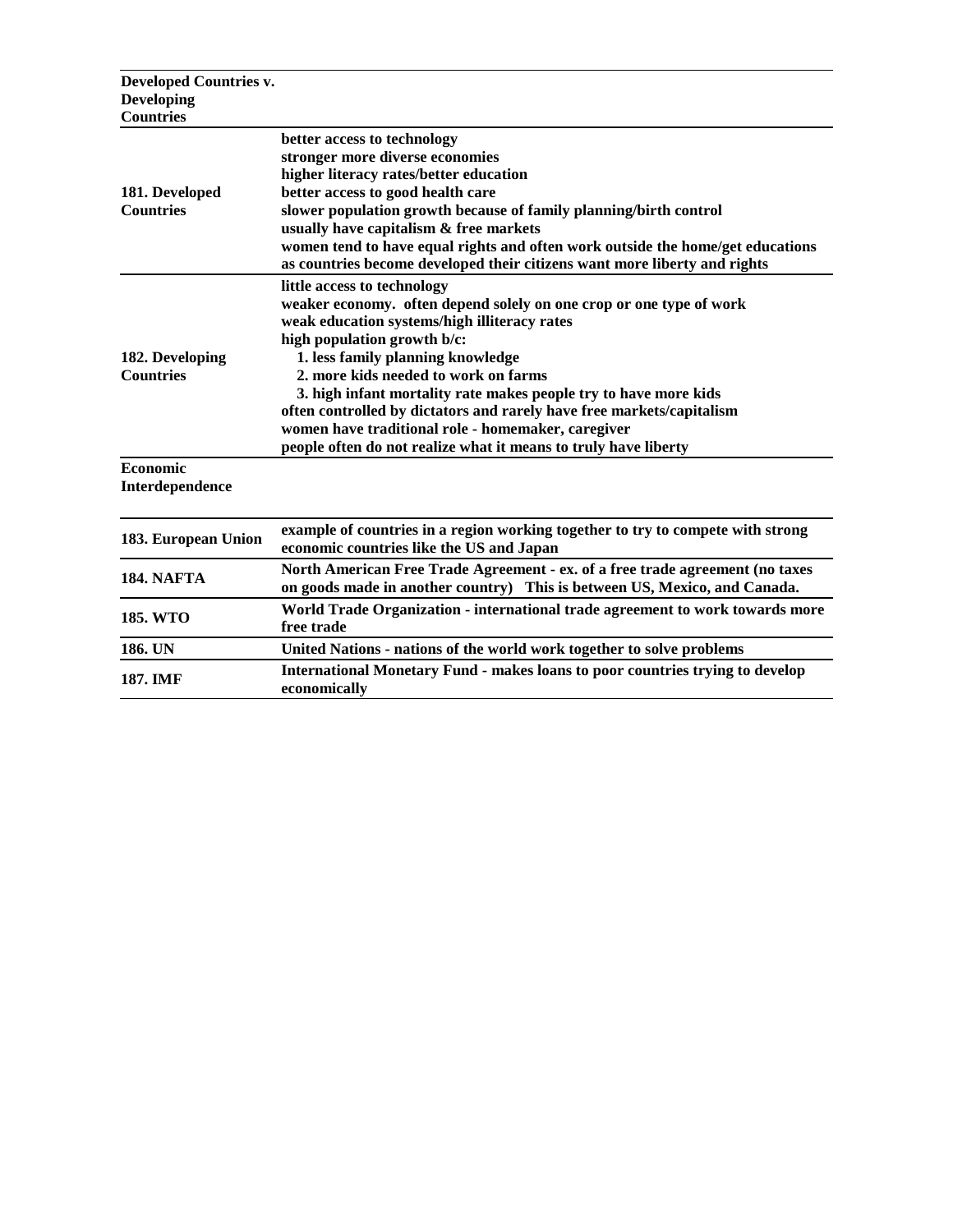| Developed Countries v. Developing Countries | |
|---|---|
| **181. Developed Countries** | **better access to technology**<br>**stronger more diverse economies**<br>**higher literacy rates/better education**<br>**better access to good health care**<br>**slower population growth because of family planning/birth control**<br>**usually have capitalism & free markets**<br>**women tend to have equal rights and often work outside the home/get educations**<br>**as countries become developed their citizens want more liberty and rights** |
| **182. Developing Countries** | **little access to technology**<br>**weaker economy. often depend solely on one crop or one type of work**<br>**weak education systems/high illiteracy rates**<br>**high population growth b/c:**<br>**1. less family planning knowledge**<br>**2. more kids needed to work on farms**<br>**3. high infant mortality rate makes people try to have more kids**<br>**often controlled by dictators and rarely have free markets/capitalism**<br>**women have traditional role - homemaker, caregiver**<br>**people often do not realize what it means to truly have liberty** |

| Economic Interdependence | |
|---|---|
| **183. European Union** | **example of countries in a region working together to try to compete with strong economic countries like the US and Japan** |
| **184. NAFTA** | **North American Free Trade Agreement - ex. of a free trade agreement (no taxes on goods made in another country) This is between US, Mexico, and Canada.** |
| **185. WTO** | **World Trade Organization - international trade agreement to work towards more free trade** |
| **186. UN** | **United Nations - nations of the world work together to solve problems** |
| **187. IMF** | **International Monetary Fund - makes loans to poor countries trying to develop economically** |